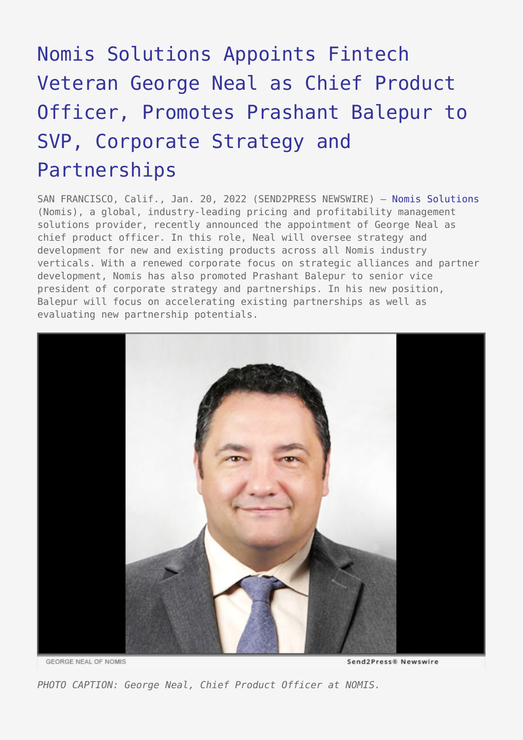# Nomis Solutions Appoints Fintech Veteran George Neal as Chief Product Officer, Promotes Prashant Balepur to SVP, Corporate Strategy and Partnerships

SAN FRANCISCO, Calif., Jan. 20, 2022 (SEND2PRESS NEWSWIRE) — Nomis Solutions (Nomis), a global, industry-leading pricing and profitability management solutions provider, recently announced the appointment of George Neal as chief product officer. In this role, Neal will oversee strategy and development for new and existing products across all Nomis industry verticals. With a renewed corporate focus on strategic alliances and partner development, Nomis has also promoted Prashant Balepur to senior vice president of corporate strategy and partnerships. In his new position, Balepur will focus on accelerating existing partnerships as well as evaluating new partnership potentials.

GEORGE NEAL OF NOMIS

Send2Press® Newswire

*PHOTO CAPTION: George Neal, Chief Product Officer at NOMIS.*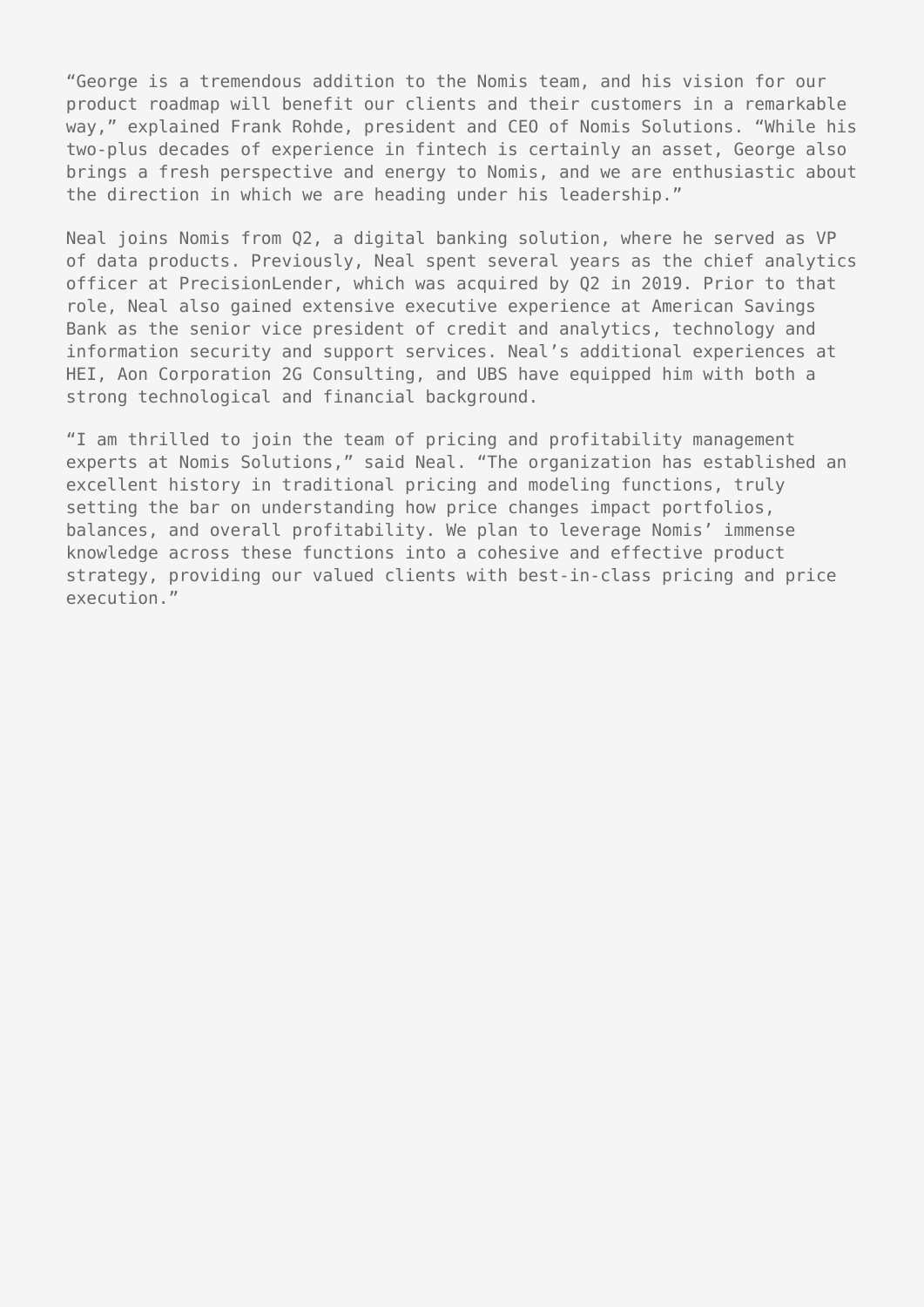"George is a tremendous addition to the Nomis team, and his vision for our product roadmap will benefit our clients and their customers in a remarkable way," explained Frank Rohde, president and CEO of Nomis Solutions. "While his two-plus decades of experience in fintech is certainly an asset, George also brings a fresh perspective and energy to Nomis, and we are enthusiastic about the direction in which we are heading under his leadership."

Neal joins Nomis from Q2, a digital banking solution, where he served as VP of data products. Previously, Neal spent several years as the chief analytics officer at PrecisionLender, which was acquired by Q2 in 2019. Prior to that role, Neal also gained extensive executive experience at American Savings Bank as the senior vice president of credit and analytics, technology and information security and support services. Neal's additional experiences at HEI, Aon Corporation 2G Consulting, and UBS have equipped him with both a strong technological and financial background.

"I am thrilled to join the team of pricing and profitability management experts at Nomis Solutions," said Neal. "The organization has established an excellent history in traditional pricing and modeling functions, truly setting the bar on understanding how price changes impact portfolios, balances, and overall profitability. We plan to leverage Nomis' immense knowledge across these functions into a cohesive and effective product strategy, providing our valued clients with best-in-class pricing and price execution."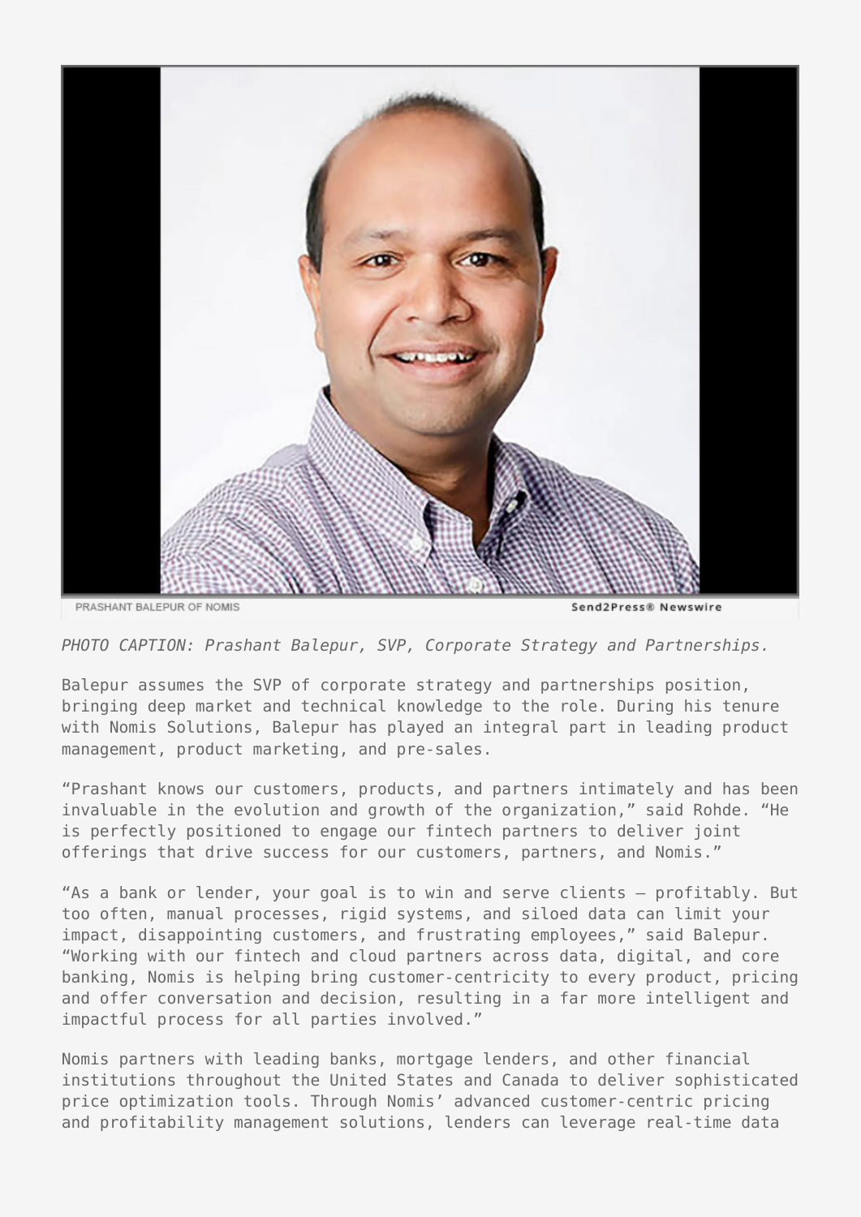PRASHANT BALEPUR OF NOMIS Send2Press® Newswire

*PHOTO CAPTION: Prashant Balepur, SVP, Corporate Strategy and Partnerships.*

Balepur assumes the SVP of corporate strategy and partnerships position, bringing deep market and technical knowledge to the role. During his tenure with Nomis Solutions, Balepur has played an integral part in leading product management, product marketing, and pre-sales.

“Prashant knows our customers, products, and partners intimately and has been invaluable in the evolution and growth of the organization,” said Rohde. “He is perfectly positioned to engage our fintech partners to deliver joint offerings that drive success for our customers, partners, and Nomis.”

“As a bank or lender, your goal is to win and serve clients – profitably. But too often, manual processes, rigid systems, and siloed data can limit your impact, disappointing customers, and frustrating employees,” said Balepur. “Working with our fintech and cloud partners across data, digital, and core banking, Nomis is helping bring customer-centricity to every product, pricing and offer conversation and decision, resulting in a far more intelligent and impactful process for all parties involved.”

Nomis partners with leading banks, mortgage lenders, and other financial institutions throughout the United States and Canada to deliver sophisticated price optimization tools. Through Nomis' advanced customer-centric pricing and profitability management solutions, lenders can leverage real-time data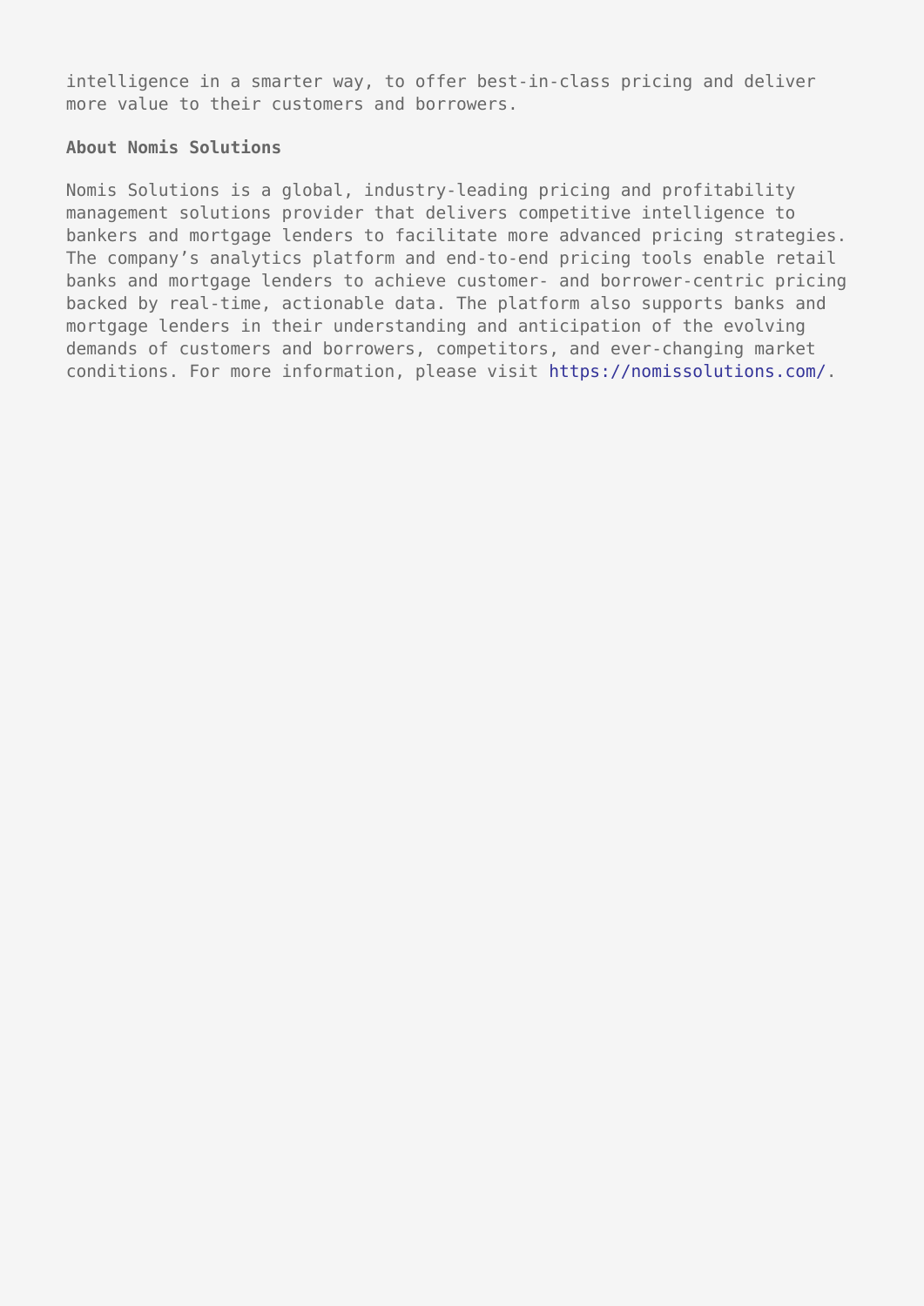intelligence in a smarter way, to offer best-in-class pricing and deliver more value to their customers and borrowers.

**About Nomis Solutions**

Nomis Solutions is a global, industry-leading pricing and profitability management solutions provider that delivers competitive intelligence to bankers and mortgage lenders to facilitate more advanced pricing strategies. The company's analytics platform and end-to-end pricing tools enable retail banks and mortgage lenders to achieve customer- and borrower-centric pricing backed by real-time, actionable data. The platform also supports banks and mortgage lenders in their understanding and anticipation of the evolving demands of customers and borrowers, competitors, and ever-changing market conditions. For more information, please visit https://nomissolutions.com/.